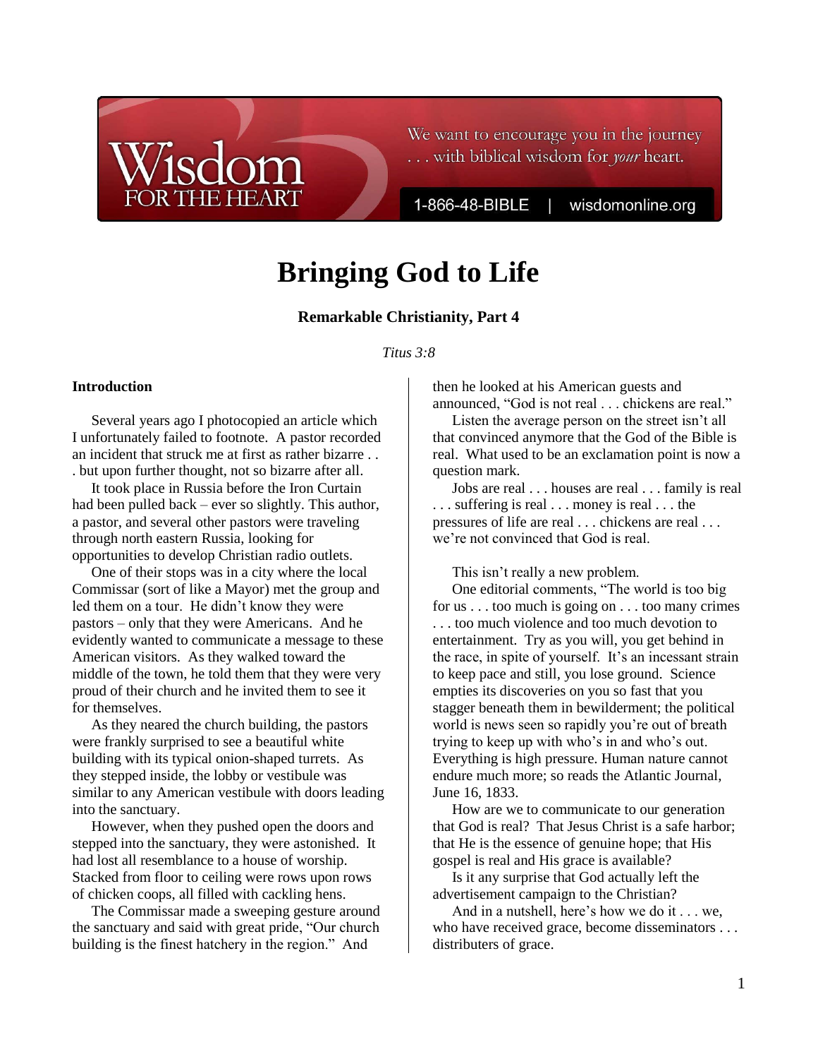Wisdom FOR THE HEART

We want to encourage you in the journey . . . with biblical wisdom for *your* heart.

1-866-48-BIBLE | wisdomonline.org

# Bringing God to Life

### Remarkable Christianity, Part 4

*Titus 3:8*

#### Introduction

Several years ago I photocopied an article which I unfortunately failed to footnote. A pastor recorded an incident that struck me at first as rather bizarre . . . but upon further thought, not so bizarre after all.

It took place in Russia before the Iron Curtain had been pulled back – ever so slightly. This author, a pastor, and several other pastors were traveling through north eastern Russia, looking for opportunities to develop Christian radio outlets.

One of their stops was in a city where the local Commissar (sort of like a Mayor) met the group and led them on a tour. He didn't know they were pastors – only that they were Americans. And he evidently wanted to communicate a message to these American visitors. As they walked toward the middle of the town, he told them that they were very proud of their church and he invited them to see it for themselves.

As they neared the church building, the pastors were frankly surprised to see a beautiful white building with its typical onion-shaped turrets. As they stepped inside, the lobby or vestibule was similar to any American vestibule with doors leading into the sanctuary.

However, when they pushed open the doors and stepped into the sanctuary, they were astonished. It had lost all resemblance to a house of worship. Stacked from floor to ceiling were rows upon rows of chicken coops, all filled with cackling hens.

The Commissar made a sweeping gesture around the sanctuary and said with great pride, "Our church building is the finest hatchery in the region." And then he looked at his American guests and announced, "God is not real . . . chickens are real."

Listen the average person on the street isn't all that convinced anymore that the God of the Bible is real. What used to be an exclamation point is now a question mark.

Jobs are real . . . houses are real . . . family is real . . . suffering is real . . . money is real . . . the pressures of life are real . . . chickens are real . . . we're not convinced that God is real.

This isn't really a new problem.

One editorial comments, "The world is too big for us . . . too much is going on . . . too many crimes . . . too much violence and too much devotion to entertainment. Try as you will, you get behind in the race, in spite of yourself. It's an incessant strain to keep pace and still, you lose ground. Science empties its discoveries on you so fast that you stagger beneath them in bewilderment; the political world is news seen so rapidly you're out of breath trying to keep up with who's in and who's out. Everything is high pressure. Human nature cannot endure much more; so reads the Atlantic Journal, June 16, 1833.

How are we to communicate to our generation that God is real? That Jesus Christ is a safe harbor; that He is the essence of genuine hope; that His gospel is real and His grace is available?

Is it any surprise that God actually left the advertisement campaign to the Christian?

And in a nutshell, here's how we do it . . . we, who have received grace, become disseminators . . . distributers of grace.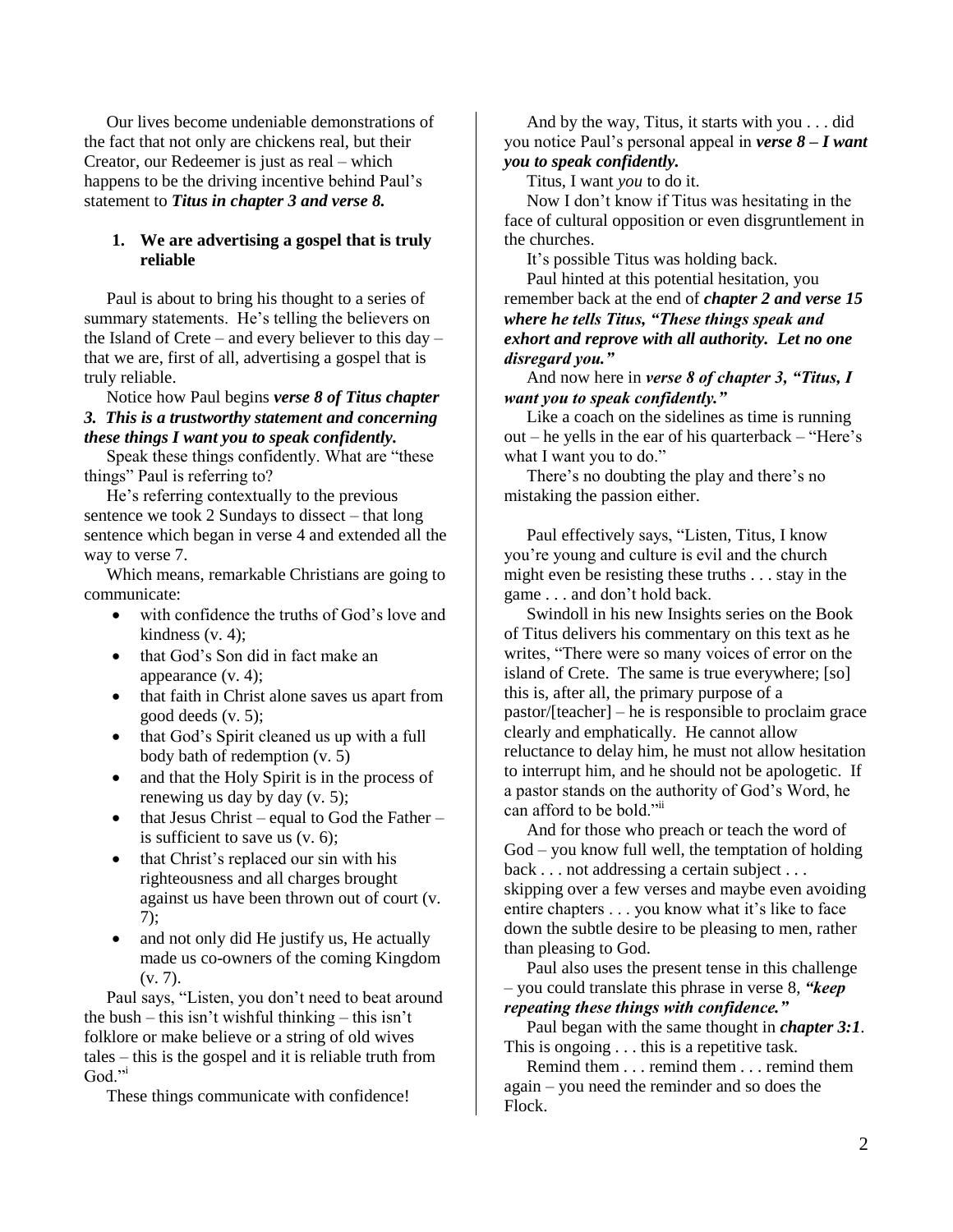Our lives become undeniable demonstrations of the fact that not only are chickens real, but their Creator, our Redeemer is just as real – which happens to be the driving incentive behind Paul's statement to ***Titus in chapter 3 and verse 8.***

1. **We are advertising a gospel that is truly reliable**

Paul is about to bring his thought to a series of summary statements. He's telling the believers on the Island of Crete – and every believer to this day – that we are, first of all, advertising a gospel that is truly reliable.

Notice how Paul begins ***verse 8 of Titus chapter 3. This is a trustworthy statement and concerning these things I want you to speak confidently.***

Speak these things confidently. What are "these things" Paul is referring to?

He's referring contextually to the previous sentence we took 2 Sundays to dissect – that long sentence which began in verse 4 and extended all the way to verse 7.

Which means, remarkable Christians are going to communicate:

- with confidence the truths of God's love and kindness (v. 4);
- that God's Son did in fact make an appearance (v. 4);
- that faith in Christ alone saves us apart from good deeds (v. 5);
- that God's Spirit cleaned us up with a full body bath of redemption (v. 5)
- and that the Holy Spirit is in the process of renewing us day by day (v. 5);
- that Jesus Christ – equal to God the Father – is sufficient to save us (v. 6);
- that Christ's replaced our sin with his righteousness and all charges brought against us have been thrown out of court (v. 7);
- and not only did He justify us, He actually made us co-owners of the coming Kingdom (v. 7).

Paul says, "Listen, you don't need to beat around the bush – this isn't wishful thinking – this isn't folklore or make believe or a string of old wives tales – this is the gospel and it is reliable truth from God."[i]

These things communicate with confidence!

And by the way, Titus, it starts with you . . . did you notice Paul's personal appeal in ***verse 8 – I want you to speak confidently.***

Titus, I want *you* to do it.

Now I don't know if Titus was hesitating in the face of cultural opposition or even disgruntlement in the churches.

It's possible Titus was holding back.

Paul hinted at this potential hesitation, you remember back at the end of ***chapter 2 and verse 15 where he tells Titus, "These things speak and exhort and reprove with all authority. Let no one disregard you."***

And now here in ***verse 8 of chapter 3, "Titus, I want you to speak confidently."***

Like a coach on the sidelines as time is running out – he yells in the ear of his quarterback – "Here's what I want you to do."

There's no doubting the play and there's no mistaking the passion either.

Paul effectively says, "Listen, Titus, I know you're young and culture is evil and the church might even be resisting these truths . . . stay in the game . . . and don't hold back.

Swindoll in his new Insights series on the Book of Titus delivers his commentary on this text as he writes, "There were so many voices of error on the island of Crete. The same is true everywhere; [so] this is, after all, the primary purpose of a pastor/[teacher] – he is responsible to proclaim grace clearly and emphatically. He cannot allow reluctance to delay him, he must not allow hesitation to interrupt him, and he should not be apologetic. If a pastor stands on the authority of God's Word, he can afford to be bold."[ii]

And for those who preach or teach the word of God – you know full well, the temptation of holding back . . . not addressing a certain subject . . . skipping over a few verses and maybe even avoiding entire chapters . . . you know what it's like to face down the subtle desire to be pleasing to men, rather than pleasing to God.

Paul also uses the present tense in this challenge – you could translate this phrase in verse 8, ***"keep repeating these things with confidence."***

Paul began with the same thought in ***chapter 3:1***. This is ongoing . . . this is a repetitive task.

Remind them . . . remind them . . . remind them again – you need the reminder and so does the Flock.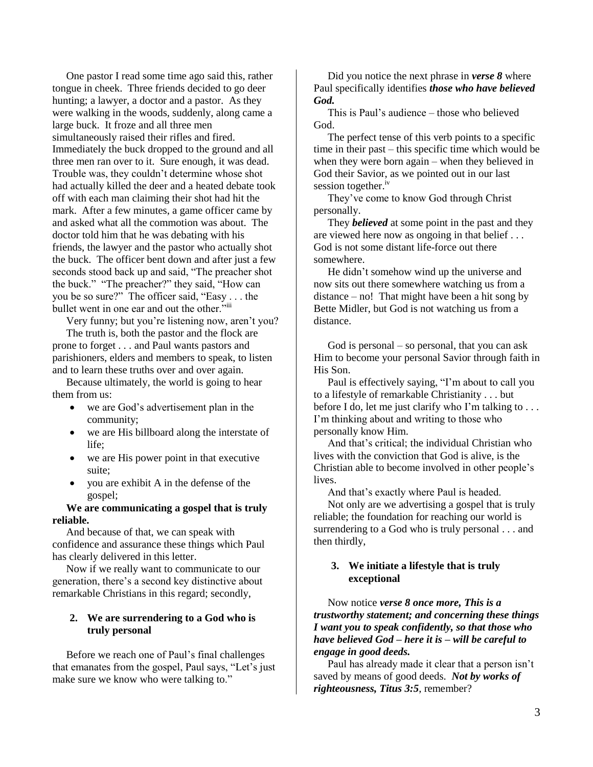One pastor I read some time ago said this, rather tongue in cheek. Three friends decided to go deer hunting; a lawyer, a doctor and a pastor. As they were walking in the woods, suddenly, along came a large buck. It froze and all three men simultaneously raised their rifles and fired. Immediately the buck dropped to the ground and all three men ran over to it. Sure enough, it was dead. Trouble was, they couldn't determine whose shot had actually killed the deer and a heated debate took off with each man claiming their shot had hit the mark. After a few minutes, a game officer came by and asked what all the commotion was about. The doctor told him that he was debating with his friends, the lawyer and the pastor who actually shot the buck. The officer bent down and after just a few seconds stood back up and said, "The preacher shot the buck." "The preacher?" they said, "How can you be so sure?" The officer said, "Easy . . . the bullet went in one ear and out the other."[iii]

Very funny; but you're listening now, aren't you?

The truth is, both the pastor and the flock are prone to forget . . . and Paul wants pastors and parishioners, elders and members to speak, to listen and to learn these truths over and over again.

Because ultimately, the world is going to hear them from us:

- we are God's advertisement plan in the community;
- we are His billboard along the interstate of life;
- we are His power point in that executive suite;
- you are exhibit A in the defense of the gospel;

**We are communicating a gospel that is truly reliable.**

And because of that, we can speak with confidence and assurance these things which Paul has clearly delivered in this letter.

Now if we really want to communicate to our generation, there's a second key distinctive about remarkable Christians in this regard; secondly,

**2. We are surrendering to a God who is truly personal**

Before we reach one of Paul's final challenges that emanates from the gospel, Paul says, "Let's just make sure we know who were talking to."

Did you notice the next phrase in ***verse 8*** where Paul specifically identifies ***those who have believed God.***

This is Paul's audience – those who believed God.

The perfect tense of this verb points to a specific time in their past – this specific time which would be when they were born again – when they believed in God their Savior, as we pointed out in our last session together.[iv]

They've come to know God through Christ personally.

They ***believed*** at some point in the past and they are viewed here now as ongoing in that belief . . . God is not some distant life-force out there somewhere.

He didn't somehow wind up the universe and now sits out there somewhere watching us from a distance – no! That might have been a hit song by Bette Midler, but God is not watching us from a distance.

God is personal – so personal, that you can ask Him to become your personal Savior through faith in His Son.

Paul is effectively saying, "I'm about to call you to a lifestyle of remarkable Christianity . . . but before I do, let me just clarify who I'm talking to . . . I'm thinking about and writing to those who personally know Him.

And that's critical; the individual Christian who lives with the conviction that God is alive, is the Christian able to become involved in other people's lives.

And that's exactly where Paul is headed.

Not only are we advertising a gospel that is truly reliable; the foundation for reaching our world is surrendering to a God who is truly personal . . . and then thirdly,

**3. We initiate a lifestyle that is truly exceptional**

Now notice ***verse 8 once more, This is a trustworthy statement; and concerning these things I want you to speak confidently, so that those who have believed God – here it is – will be careful to engage in good deeds.***

Paul has already made it clear that a person isn't saved by means of good deeds. ***Not by works of righteousness, Titus 3:5***, remember?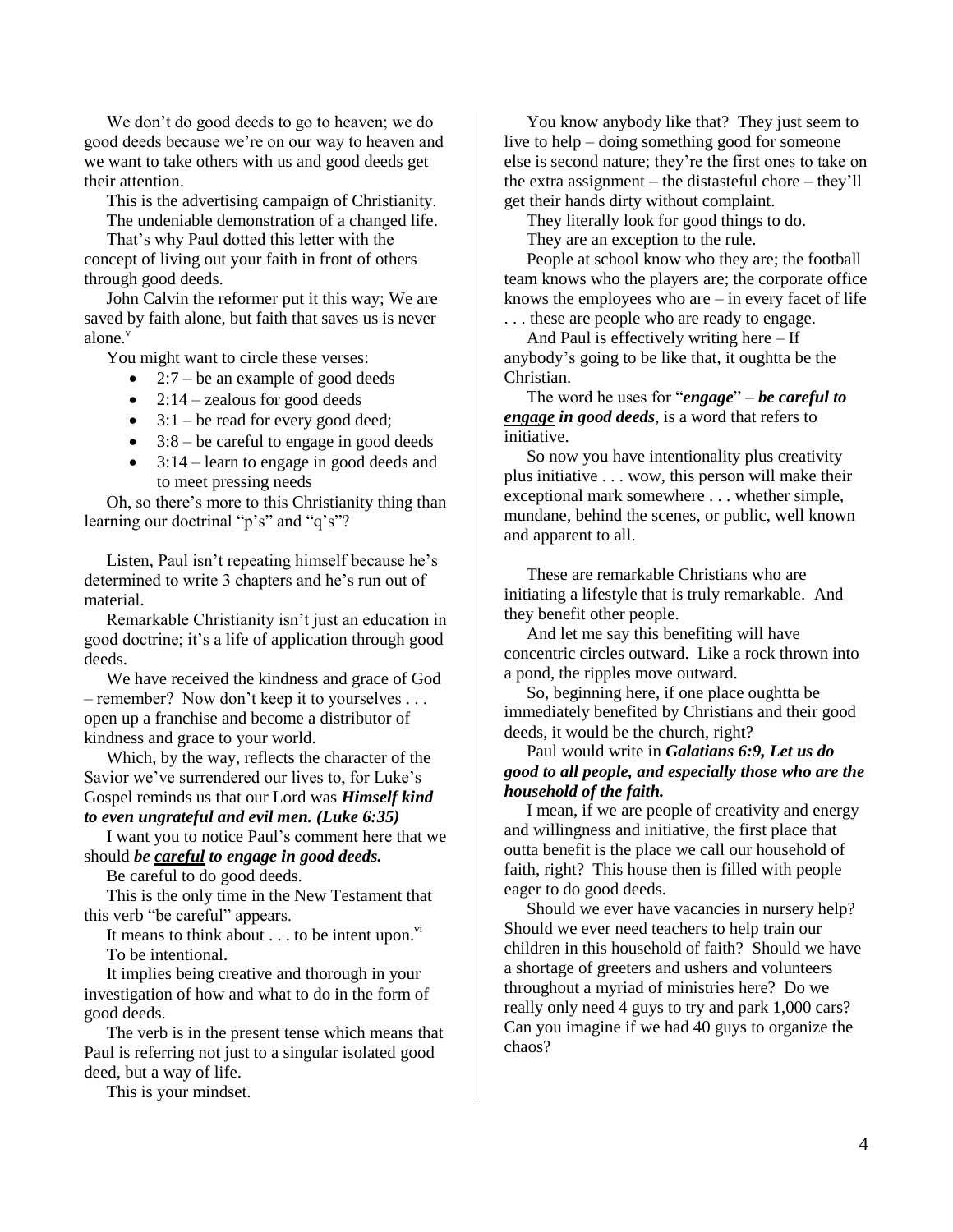We don't do good deeds to go to heaven; we do good deeds because we're on our way to heaven and we want to take others with us and good deeds get their attention.

This is the advertising campaign of Christianity.

The undeniable demonstration of a changed life.

That's why Paul dotted this letter with the concept of living out your faith in front of others through good deeds.

John Calvin the reformer put it this way; We are saved by faith alone, but faith that saves us is never alone.[v]

You might want to circle these verses:

- 2:7 – be an example of good deeds
- 2:14 – zealous for good deeds
- 3:1 – be read for every good deed;
- 3:8 – be careful to engage in good deeds
- 3:14 – learn to engage in good deeds and to meet pressing needs

Oh, so there's more to this Christianity thing than learning our doctrinal "p's" and "q's"?

Listen, Paul isn't repeating himself because he's determined to write 3 chapters and he's run out of material.

Remarkable Christianity isn't just an education in good doctrine; it's a life of application through good deeds.

We have received the kindness and grace of God – remember? Now don't keep it to yourselves . . . open up a franchise and become a distributor of kindness and grace to your world.

Which, by the way, reflects the character of the Savior we've surrendered our lives to, for Luke's Gospel reminds us that our Lord was ***Himself kind to even ungrateful and evil men. (Luke 6:35)***

I want you to notice Paul's comment here that we should ***be <u>careful</u> to engage in good deeds.***

Be careful to do good deeds.

This is the only time in the New Testament that this verb "be careful" appears.

It means to think about . . . to be intent upon.[vi]

To be intentional.

It implies being creative and thorough in your investigation of how and what to do in the form of good deeds.

The verb is in the present tense which means that Paul is referring not just to a singular isolated good deed, but a way of life.

This is your mindset.

You know anybody like that? They just seem to live to help – doing something good for someone else is second nature; they're the first ones to take on the extra assignment – the distasteful chore – they'll get their hands dirty without complaint.

They literally look for good things to do.

They are an exception to the rule.

People at school know who they are; the football team knows who the players are; the corporate office knows the employees who are – in every facet of life . . . these are people who are ready to engage.

And Paul is effectively writing here – If anybody's going to be like that, it oughtta be the Christian.

The word he uses for "***engage***" – ***be careful to <u>engage</u> in good deeds***, is a word that refers to initiative.

So now you have intentionality plus creativity plus initiative . . . wow, this person will make their exceptional mark somewhere . . . whether simple, mundane, behind the scenes, or public, well known and apparent to all.

These are remarkable Christians who are initiating a lifestyle that is truly remarkable. And they benefit other people.

And let me say this benefiting will have concentric circles outward. Like a rock thrown into a pond, the ripples move outward.

So, beginning here, if one place oughtta be immediately benefited by Christians and their good deeds, it would be the church, right?

Paul would write in ***Galatians 6:9, Let us do good to all people, and especially those who are the household of the faith.***

I mean, if we are people of creativity and energy and willingness and initiative, the first place that outta benefit is the place we call our household of faith, right? This house then is filled with people eager to do good deeds.

Should we ever have vacancies in nursery help? Should we ever need teachers to help train our children in this household of faith? Should we have a shortage of greeters and ushers and volunteers throughout a myriad of ministries here? Do we really only need 4 guys to try and park 1,000 cars? Can you imagine if we had 40 guys to organize the chaos?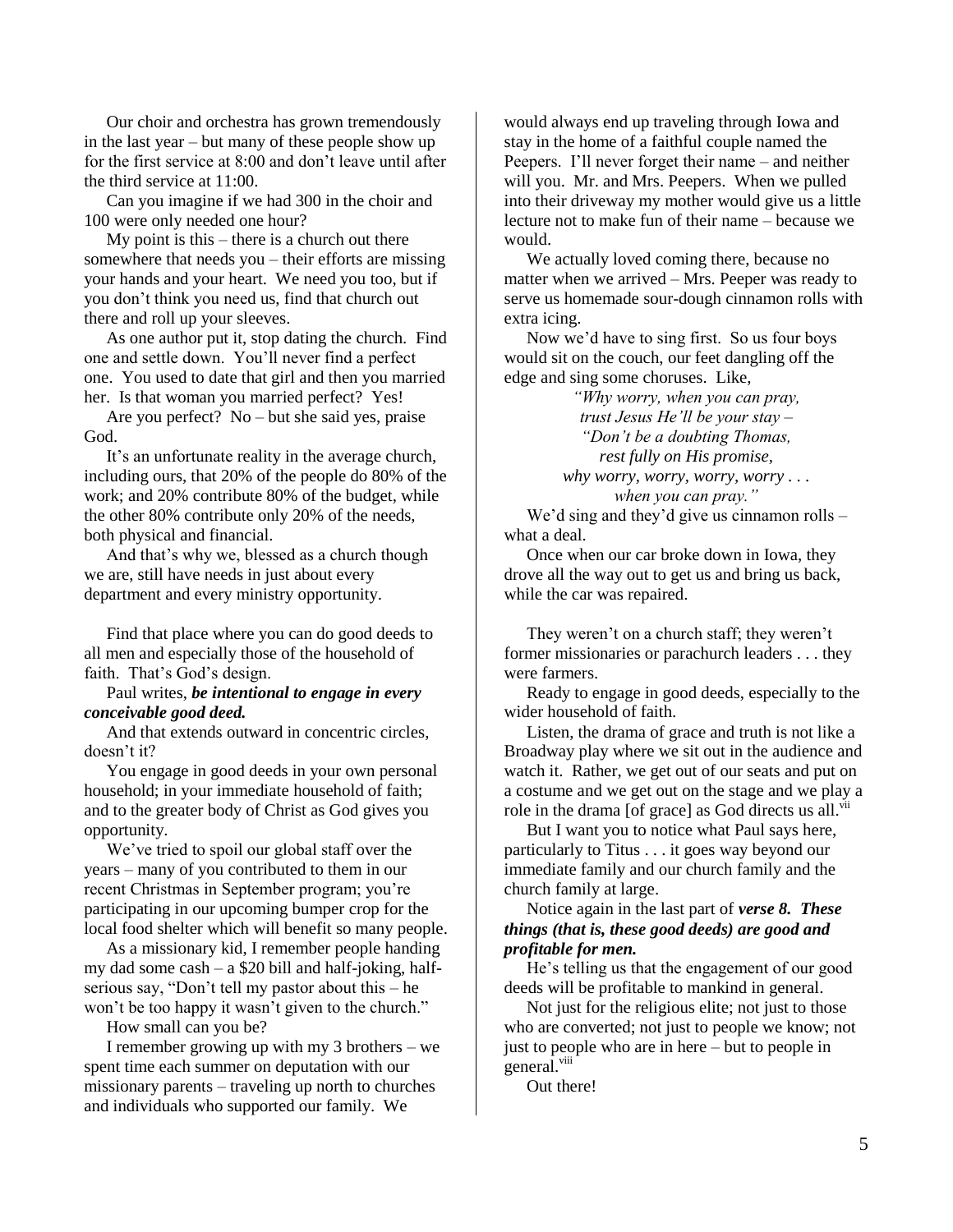Our choir and orchestra has grown tremendously in the last year – but many of these people show up for the first service at 8:00 and don't leave until after the third service at 11:00.

Can you imagine if we had 300 in the choir and 100 were only needed one hour?

My point is this – there is a church out there somewhere that needs you – their efforts are missing your hands and your heart. We need you too, but if you don't think you need us, find that church out there and roll up your sleeves.

As one author put it, stop dating the church. Find one and settle down. You'll never find a perfect one. You used to date that girl and then you married her. Is that woman you married perfect? Yes!

Are you perfect? No – but she said yes, praise God.

It's an unfortunate reality in the average church, including ours, that 20% of the people do 80% of the work; and 20% contribute 80% of the budget, while the other 80% contribute only 20% of the needs, both physical and financial.

And that's why we, blessed as a church though we are, still have needs in just about every department and every ministry opportunity.

Find that place where you can do good deeds to all men and especially those of the household of faith. That's God's design.

Paul writes, ***be intentional to engage in every conceivable good deed.***

And that extends outward in concentric circles, doesn't it?

You engage in good deeds in your own personal household; in your immediate household of faith; and to the greater body of Christ as God gives you opportunity.

We've tried to spoil our global staff over the years – many of you contributed to them in our recent Christmas in September program; you're participating in our upcoming bumper crop for the local food shelter which will benefit so many people.

As a missionary kid, I remember people handing my dad some cash – a $20 bill and half-joking, half-serious say, "Don't tell my pastor about this – he won't be too happy it wasn't given to the church."

How small can you be?

I remember growing up with my 3 brothers – we spent time each summer on deputation with our missionary parents – traveling up north to churches and individuals who supported our family. We would always end up traveling through Iowa and stay in the home of a faithful couple named the Peepers. I'll never forget their name – and neither will you. Mr. and Mrs. Peepers. When we pulled into their driveway my mother would give us a little lecture not to make fun of their name – because we would.

We actually loved coming there, because no matter when we arrived – Mrs. Peeper was ready to serve us homemade sour-dough cinnamon rolls with extra icing.

Now we'd have to sing first. So us four boys would sit on the couch, our feet dangling off the edge and sing some choruses. Like,

*"Why worry, when you can pray,*
*trust Jesus He'll be your stay –*
*"Don't be a doubting Thomas,*
*rest fully on His promise,*
*why worry, worry, worry, worry . . .*
*when you can pray."*

We'd sing and they'd give us cinnamon rolls – what a deal.

Once when our car broke down in Iowa, they drove all the way out to get us and bring us back, while the car was repaired.

They weren't on a church staff; they weren't former missionaries or parachurch leaders . . . they were farmers.

Ready to engage in good deeds, especially to the wider household of faith.

Listen, the drama of grace and truth is not like a Broadway play where we sit out in the audience and watch it. Rather, we get out of our seats and put on a costume and we get out on the stage and we play a role in the drama [of grace] as God directs us all.[vii]

But I want you to notice what Paul says here, particularly to Titus . . . it goes way beyond our immediate family and our church family and the church family at large.

Notice again in the last part of ***verse 8. These things (that is, these good deeds) are good and profitable for men.***

He's telling us that the engagement of our good deeds will be profitable to mankind in general.

Not just for the religious elite; not just to those who are converted; not just to people we know; not just to people who are in here – but to people in general.[viii]

Out there!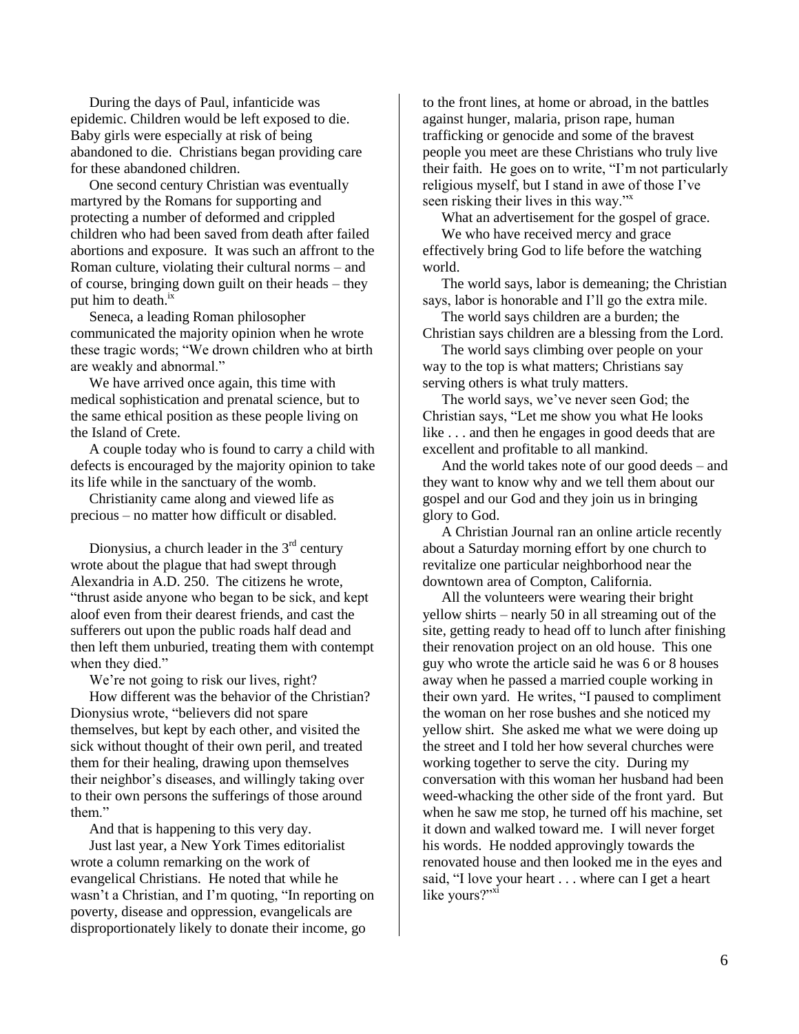During the days of Paul, infanticide was epidemic. Children would be left exposed to die. Baby girls were especially at risk of being abandoned to die. Christians began providing care for these abandoned children.

One second century Christian was eventually martyred by the Romans for supporting and protecting a number of deformed and crippled children who had been saved from death after failed abortions and exposure. It was such an affront to the Roman culture, violating their cultural norms – and of course, bringing down guilt on their heads – they put him to death.[ix]

Seneca, a leading Roman philosopher communicated the majority opinion when he wrote these tragic words; "We drown children who at birth are weakly and abnormal."

We have arrived once again, this time with medical sophistication and prenatal science, but to the same ethical position as these people living on the Island of Crete.

A couple today who is found to carry a child with defects is encouraged by the majority opinion to take its life while in the sanctuary of the womb.

Christianity came along and viewed life as precious – no matter how difficult or disabled.

Dionysius, a church leader in the 3rd century wrote about the plague that had swept through Alexandria in A.D. 250. The citizens he wrote, "thrust aside anyone who began to be sick, and kept aloof even from their dearest friends, and cast the sufferers out upon the public roads half dead and then left them unburied, treating them with contempt when they died."

We're not going to risk our lives, right?

How different was the behavior of the Christian? Dionysius wrote, "believers did not spare themselves, but kept by each other, and visited the sick without thought of their own peril, and treated them for their healing, drawing upon themselves their neighbor's diseases, and willingly taking over to their own persons the sufferings of those around them."

And that is happening to this very day.

Just last year, a New York Times editorialist wrote a column remarking on the work of evangelical Christians. He noted that while he wasn't a Christian, and I'm quoting, "In reporting on poverty, disease and oppression, evangelicals are disproportionately likely to donate their income, go to the front lines, at home or abroad, in the battles against hunger, malaria, prison rape, human trafficking or genocide and some of the bravest people you meet are these Christians who truly live their faith. He goes on to write, "I'm not particularly religious myself, but I stand in awe of those I've seen risking their lives in this way."[x]

What an advertisement for the gospel of grace.

We who have received mercy and grace effectively bring God to life before the watching world.

The world says, labor is demeaning; the Christian says, labor is honorable and I'll go the extra mile.

The world says children are a burden; the Christian says children are a blessing from the Lord.

The world says climbing over people on your way to the top is what matters; Christians say serving others is what truly matters.

The world says, we've never seen God; the Christian says, "Let me show you what He looks like . . . and then he engages in good deeds that are excellent and profitable to all mankind.

And the world takes note of our good deeds – and they want to know why and we tell them about our gospel and our God and they join us in bringing glory to God.

A Christian Journal ran an online article recently about a Saturday morning effort by one church to revitalize one particular neighborhood near the downtown area of Compton, California.

All the volunteers were wearing their bright yellow shirts – nearly 50 in all streaming out of the site, getting ready to head off to lunch after finishing their renovation project on an old house. This one guy who wrote the article said he was 6 or 8 houses away when he passed a married couple working in their own yard. He writes, "I paused to compliment the woman on her rose bushes and she noticed my yellow shirt. She asked me what we were doing up the street and I told her how several churches were working together to serve the city. During my conversation with this woman her husband had been weed-whacking the other side of the front yard. But when he saw me stop, he turned off his machine, set it down and walked toward me. I will never forget his words. He nodded approvingly towards the renovated house and then looked me in the eyes and said, "I love your heart . . . where can I get a heart like yours?"[xi]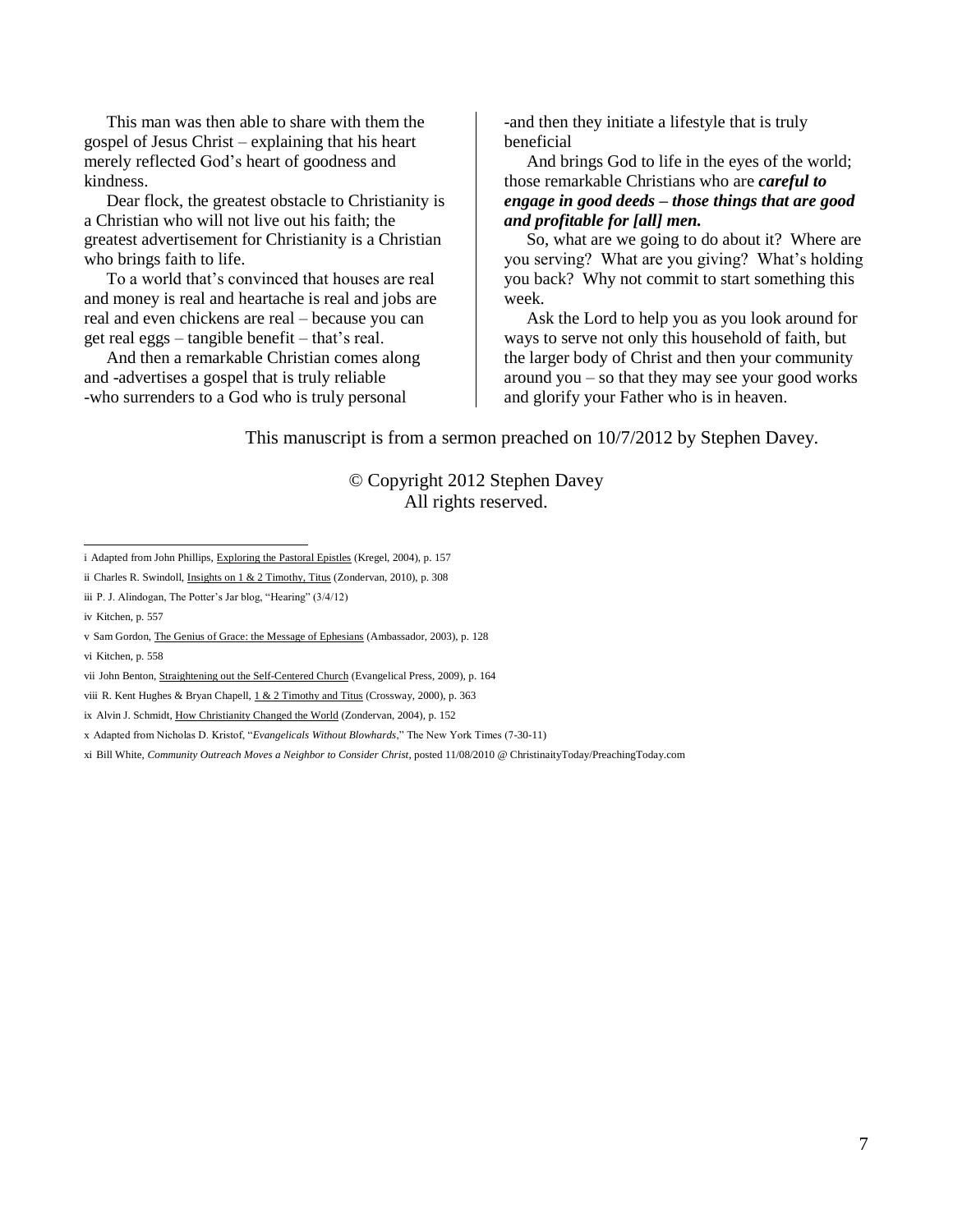This man was then able to share with them the gospel of Jesus Christ – explaining that his heart merely reflected God's heart of goodness and kindness.

Dear flock, the greatest obstacle to Christianity is a Christian who will not live out his faith; the greatest advertisement for Christianity is a Christian who brings faith to life.

To a world that's convinced that houses are real and money is real and heartache is real and jobs are real and even chickens are real – because you can get real eggs – tangible benefit – that's real.

And then a remarkable Christian comes along and -advertises a gospel that is truly reliable
-who surrenders to a God who is truly personal
-and then they initiate a lifestyle that is truly beneficial

And brings God to life in the eyes of the world; those remarkable Christians who are ***careful to engage in good deeds – those things that are good and profitable for [all] men.***

So, what are we going to do about it? Where are you serving? What are you giving? What's holding you back? Why not commit to start something this week.

Ask the Lord to help you as you look around for ways to serve not only this household of faith, but the larger body of Christ and then your community around you – so that they may see your good works and glorify your Father who is in heaven.

This manuscript is from a sermon preached on 10/7/2012 by Stephen Davey.

© Copyright 2012 Stephen Davey
All rights reserved.

---

i Adapted from John Phillips, Exploring the Pastoral Epistles (Kregel, 2004), p. 157

ii Charles R. Swindoll, Insights on 1 & 2 Timothy, Titus (Zondervan, 2010), p. 308

iii P. J. Alindogan, The Potter's Jar blog, "Hearing" (3/4/12)

iv Kitchen, p. 557

v Sam Gordon, The Genius of Grace: the Message of Ephesians (Ambassador, 2003), p. 128

vi Kitchen, p. 558

vii John Benton, Straightening out the Self-Centered Church (Evangelical Press, 2009), p. 164

viii R. Kent Hughes & Bryan Chapell, 1 & 2 Timothy and Titus (Crossway, 2000), p. 363

ix Alvin J. Schmidt, How Christianity Changed the World (Zondervan, 2004), p. 152

x Adapted from Nicholas D. Kristof, "*Evangelicals Without Blowhards*," The New York Times (7-30-11)

xi Bill White, *Community Outreach Moves a Neighbor to Consider Christ*, posted 11/08/2010 @ ChristinaityToday/PreachingToday.com